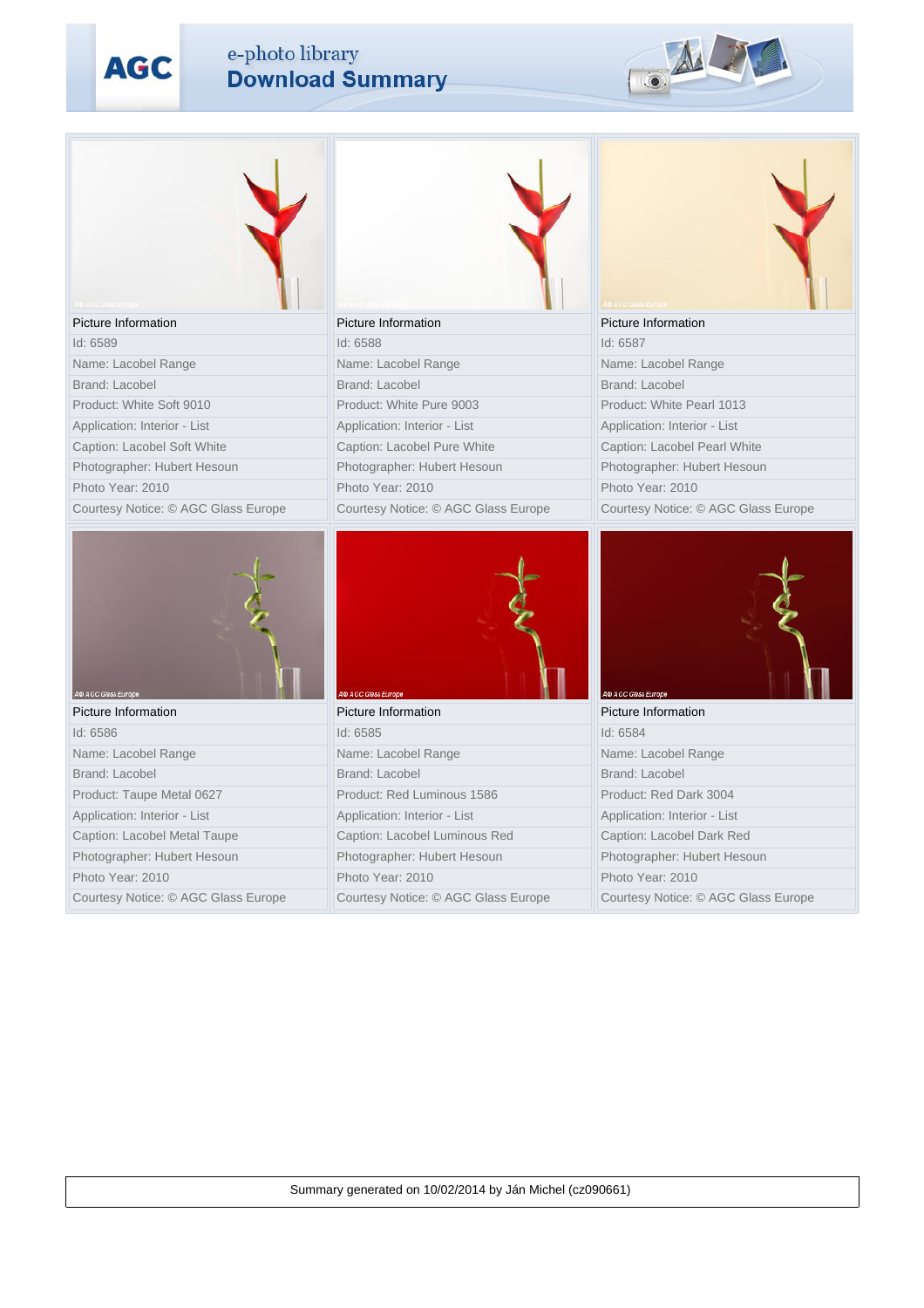# e-photo library
## Download Summary

| Picture Information | Picture Information | Picture Information |
|---|---|---|
| Id: 6589 | Id: 6588 | Id: 6587 |
| Name: Lacobel Range | Name: Lacobel Range | Name: Lacobel Range |
| Brand: Lacobel | Brand: Lacobel | Brand: Lacobel |
| Product: White Soft 9010 | Product: White Pure 9003 | Product: White Pearl 1013 |
| Application: Interior - List | Application: Interior - List | Application: Interior - List |
| Caption: Lacobel Soft White | Caption: Lacobel Pure White | Caption: Lacobel Pearl White |
| Photographer: Hubert Hesoun | Photographer: Hubert Hesoun | Photographer: Hubert Hesoun |
| Photo Year: 2010 | Photo Year: 2010 | Photo Year: 2010 |
| Courtesy Notice: © AGC Glass Europe | Courtesy Notice: © AGC Glass Europe | Courtesy Notice: © AGC Glass Europe |

| Picture Information | Picture Information | Picture Information |
|---|---|---|
| Id: 6586 | Id: 6585 | Id: 6584 |
| Name: Lacobel Range | Name: Lacobel Range | Name: Lacobel Range |
| Brand: Lacobel | Brand: Lacobel | Brand: Lacobel |
| Product: Taupe Metal 0627 | Product: Red Luminous 1586 | Product: Red Dark 3004 |
| Application: Interior - List | Application: Interior - List | Application: Interior - List |
| Caption: Lacobel Metal Taupe | Caption: Lacobel Luminous Red | Caption: Lacobel Dark Red |
| Photographer: Hubert Hesoun | Photographer: Hubert Hesoun | Photographer: Hubert Hesoun |
| Photo Year: 2010 | Photo Year: 2010 | Photo Year: 2010 |
| Courtesy Notice: © AGC Glass Europe | Courtesy Notice: © AGC Glass Europe | Courtesy Notice: © AGC Glass Europe |

Summary generated on 10/02/2014 by Ján Michel (cz090661)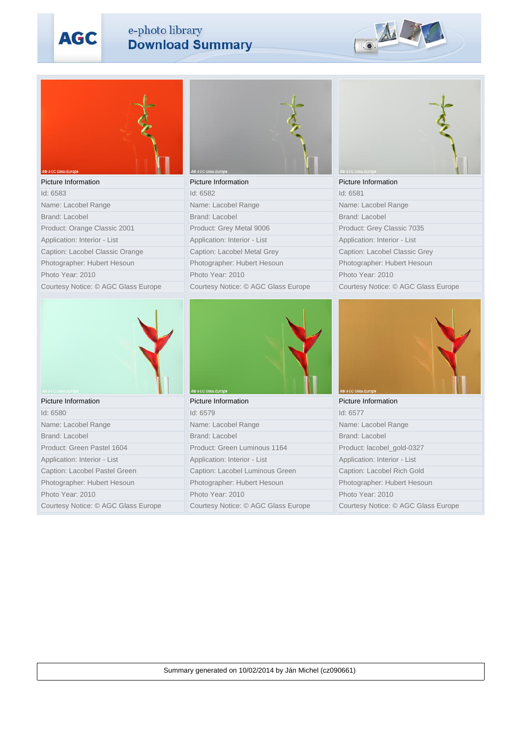AGC

e-photo library
**Download Summary**

| Picture Information | Picture Information | Picture Information |
|---|---|---|
| Id: 6583 | Id: 6582 | Id: 6581 |
| Name: Lacobel Range | Name: Lacobel Range | Name: Lacobel Range |
| Brand: Lacobel | Brand: Lacobel | Brand: Lacobel |
| Product: Orange Classic 2001 | Product: Grey Metal 9006 | Product: Grey Classic 7035 |
| Application: Interior - List | Application: Interior - List | Application: Interior - List |
| Caption: Lacobel Classic Orange | Caption: Lacobel Metal Grey | Caption: Lacobel Classic Grey |
| Photographer: Hubert Hesoun | Photographer: Hubert Hesoun | Photographer: Hubert Hesoun |
| Photo Year: 2010 | Photo Year: 2010 | Photo Year: 2010 |
| Courtesy Notice: © AGC Glass Europe | Courtesy Notice: © AGC Glass Europe | Courtesy Notice: © AGC Glass Europe |

| Picture Information | Picture Information | Picture Information |
|---|---|---|
| Id: 6580 | Id: 6579 | Id: 6577 |
| Name: Lacobel Range | Name: Lacobel Range | Name: Lacobel Range |
| Brand: Lacobel | Brand: Lacobel | Brand: Lacobel |
| Product: Green Pastel 1604 | Product: Green Luminous 1164 | Product: lacobel_gold-0327 |
| Application: Interior - List | Application: Interior - List | Application: Interior - List |
| Caption: Lacobel Pastel Green | Caption: Lacobel Luminous Green | Caption: Lacobel Rich Gold |
| Photographer: Hubert Hesoun | Photographer: Hubert Hesoun | Photographer: Hubert Hesoun |
| Photo Year: 2010 | Photo Year: 2010 | Photo Year: 2010 |
| Courtesy Notice: © AGC Glass Europe | Courtesy Notice: © AGC Glass Europe | Courtesy Notice: © AGC Glass Europe |

Summary generated on 10/02/2014 by Ján Michel (cz090661)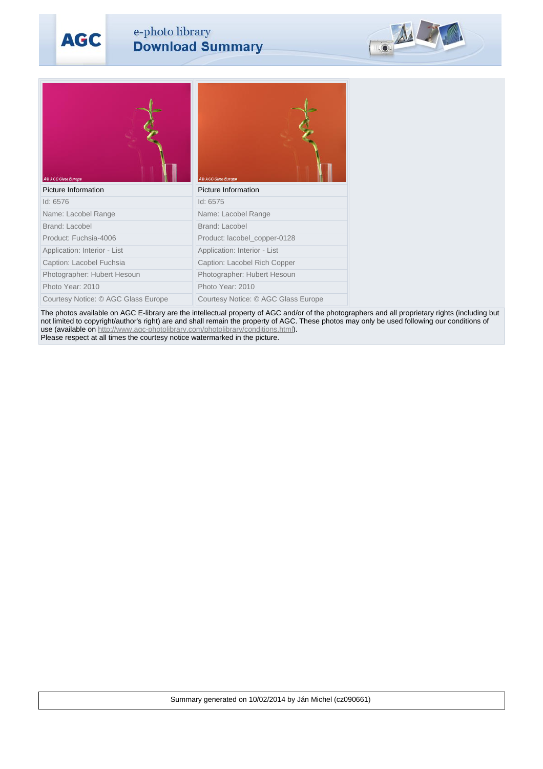# e-photo library
## Download Summary

| Picture Information | Picture Information |
|---|---|
| Id: 6576 | Id: 6575 |
| Name: Lacobel Range | Name: Lacobel Range |
| Brand: Lacobel | Brand: Lacobel |
| Product: Fuchsia-4006 | Product: lacobel_copper-0128 |
| Application: Interior - List | Application: Interior - List |
| Caption: Lacobel Fuchsia | Caption: Lacobel Rich Copper |
| Photographer: Hubert Hesoun | Photographer: Hubert Hesoun |
| Photo Year: 2010 | Photo Year: 2010 |
| Courtesy Notice: © AGC Glass Europe | Courtesy Notice: © AGC Glass Europe |

The photos available on AGC E-library are the intellectual property of AGC and/or of the photographers and all proprietary rights (including but not limited to copyright/author's right) are and shall remain the property of AGC. These photos may only be used following our conditions of use (available on http://www.agc-photolibrary.com/photolibrary/conditions.html).
Please respect at all times the courtesy notice watermarked in the picture.

Summary generated on 10/02/2014 by Ján Michel (cz090661)